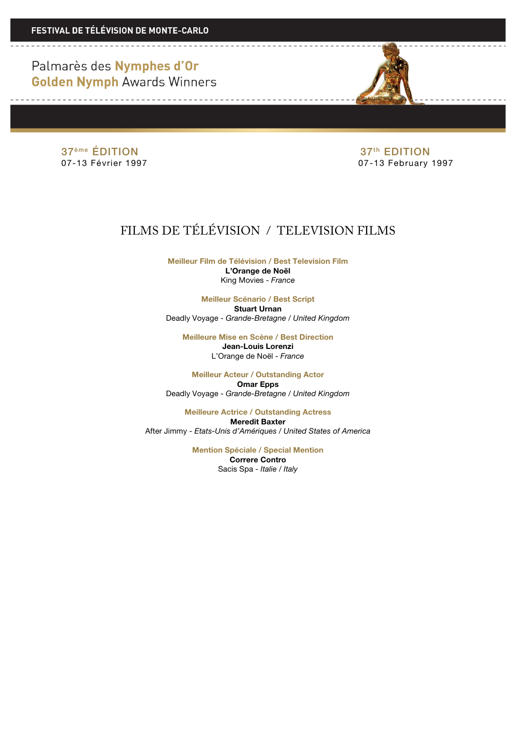**FESTIVAL DE TÉLÉVISION DE MONTE-CARLO**

# Palmarès des **Nymphes d'Or**
# **Golden Nymph** Awards Winners

37ème ÉDITION
07-13 Février 1997

37th EDITION
07-13 February 1997

## FILMS DE TÉLÉVISION / TELEVISION FILMS

### Meilleur Film de Télévision / Best Television Film
**L'Orange de Noël**
King Movies - *France*

### Meilleur Scénario / Best Script
**Stuart Urnan**
Deadly Voyage - *Grande-Bretagne / United Kingdom*

### Meilleure Mise en Scène / Best Direction
**Jean-Louis Lorenzi**
L'Orange de Noël - *France*

### Meilleur Acteur / Outstanding Actor
**Omar Epps**
Deadly Voyage - *Grande-Bretagne / United Kingdom*

### Meilleure Actrice / Outstanding Actress
**Meredit Baxter**
After Jimmy - *Etats-Unis d'Amériques / United States of America*

### Mention Spéciale / Special Mention
**Correre Contro**
Sacis Spa - *Italie / Italy*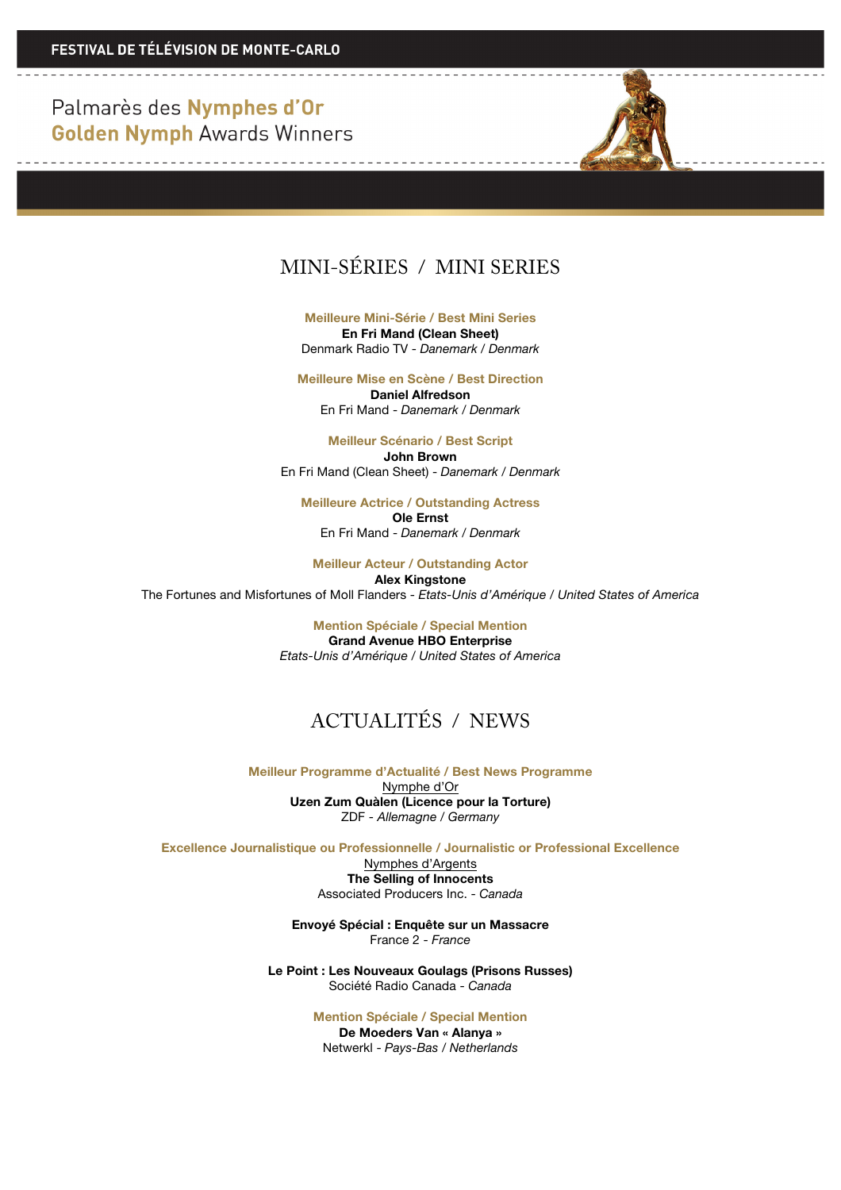FESTIVAL DE TÉLÉVISION DE MONTE-CARLO

Palmarès des **Nymphes d'Or**
**Golden Nymph** Awards Winners

## MINI-SÉRIES / MINI SERIES

**Meilleure Mini-Série / Best Mini Series**
**En Fri Mand (Clean Sheet)**
Denmark Radio TV - *Danemark / Denmark*

**Meilleure Mise en Scène / Best Direction**
**Daniel Alfredson**
En Fri Mand - *Danemark / Denmark*

**Meilleur Scénario / Best Script**
**John Brown**
En Fri Mand (Clean Sheet) - *Danemark / Denmark*

**Meilleure Actrice / Outstanding Actress**
**Ole Ernst**
En Fri Mand - *Danemark / Denmark*

**Meilleur Acteur / Outstanding Actor**
**Alex Kingstone**
The Fortunes and Misfortunes of Moll Flanders - *Etats-Unis d'Amérique / United States of America*

**Mention Spéciale / Special Mention**
**Grand Avenue HBO Enterprise**
*Etats-Unis d'Amérique / United States of America*

## ACTUALITÉS / NEWS

**Meilleur Programme d'Actualité / Best News Programme**
Nymphe d'Or
**Uzen Zum Quàlen (Licence pour la Torture)**
ZDF - *Allemagne / Germany*

**Excellence Journalistique ou Professionnelle / Journalistic or Professional Excellence**
Nymphes d'Argents
**The Selling of Innocents**
Associated Producers Inc. - *Canada*

**Envoyé Spécial : Enquête sur un Massacre**
France 2 - *France*

**Le Point : Les Nouveaux Goulags (Prisons Russes)**
Société Radio Canada - *Canada*

**Mention Spéciale / Special Mention**
**De Moeders Van « Alanya »**
Netwerkl - *Pays-Bas / Netherlands*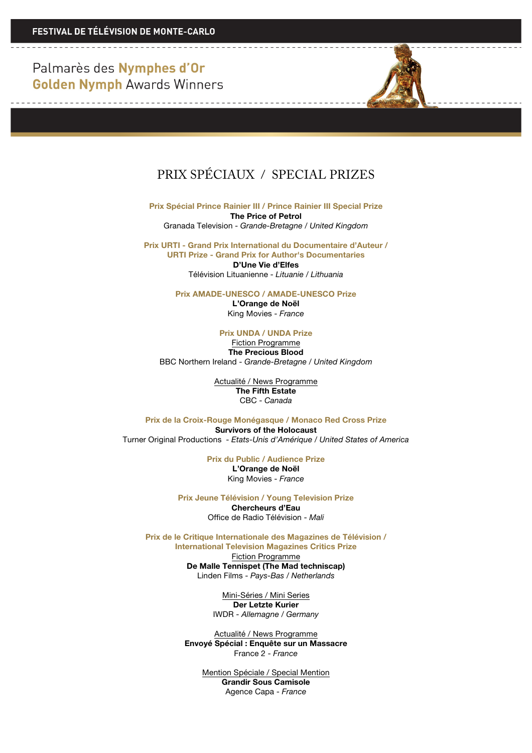FESTIVAL DE TÉLÉVISION DE MONTE-CARLO

Palmarès des **Nymphes d'Or**
**Golden Nymph** Awards Winners

# PRIX SPÉCIAUX / SPECIAL PRIZES

**Prix Spécial Prince Rainier III / Prince Rainier III Special Prize**
**The Price of Petrol**
Granada Television - *Grande-Bretagne / United Kingdom*

**Prix URTI - Grand Prix International du Documentaire d'Auteur / URTI Prize - Grand Prix for Author's Documentaries**
**D'Une Vie d'Elfes**
Télévision Lituanienne - *Lituanie / Lithuania*

**Prix AMADE-UNESCO / AMADE-UNESCO Prize**
**L'Orange de Noël**
King Movies - *France*

**Prix UNDA / UNDA Prize**
Fiction Programme
**The Precious Blood**
BBC Northern Ireland - *Grande-Bretagne / United Kingdom*

Actualité / News Programme
**The Fifth Estate**
CBC - *Canada*

**Prix de la Croix-Rouge Monégasque / Monaco Red Cross Prize**
**Survivors of the Holocaust**
Turner Original Productions - *Etats-Unis d'Amérique / United States of America*

**Prix du Public / Audience Prize**
**L'Orange de Noël**
King Movies - *France*

**Prix Jeune Télévision / Young Television Prize**
**Chercheurs d'Eau**
Office de Radio Télévision - *Mali*

**Prix de le Critique Internationale des Magazines de Télévision / International Television Magazines Critics Prize**
Fiction Programme
**De Malle Tennispet (The Mad techniscap)**
Linden Films - *Pays-Bas / Netherlands*

Mini-Séries / Mini Series
**Der Letzte Kurier**
IWDR - *Allemagne / Germany*

Actualité / News Programme
**Envoyé Spécial : Enquête sur un Massacre**
France 2 - *France*

Mention Spéciale / Special Mention
**Grandir Sous Camisole**
Agence Capa - *France*